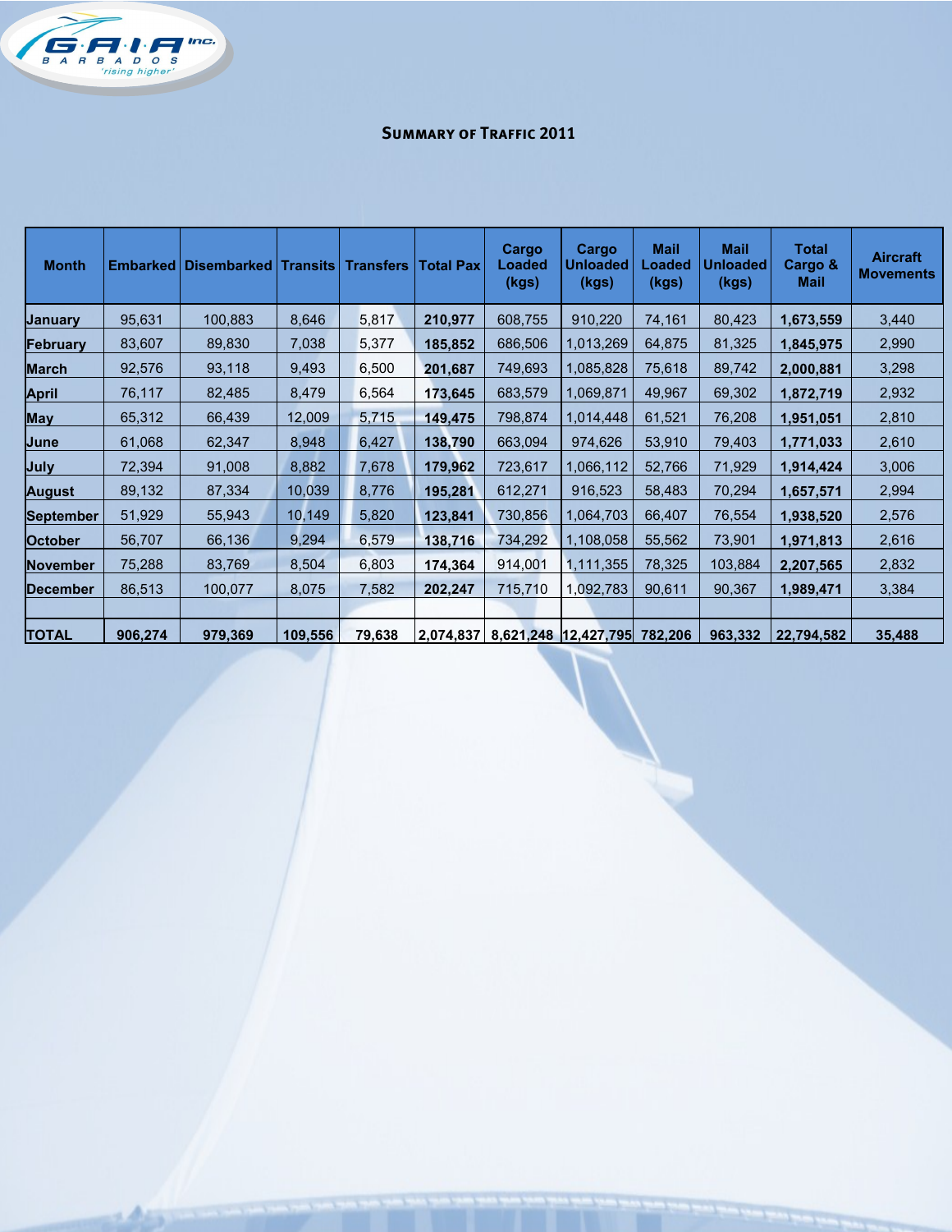# Summary of Traffic 2011

| Month | Embarked | Disembarked | Transits | Transfers | Total Pax | Cargo Loaded (kgs) | Cargo Unloaded (kgs) | Mail Loaded (kgs) | Mail Unloaded (kgs) | Total Cargo & Mail | Aircraft Movements |
|---|---|---|---|---|---|---|---|---|---|---|---|
| **January** | 95,631 | 100,883 | 8,646 | 5,817 | **210,977** | 608,755 | 910,220 | 74,161 | 80,423 | **1,673,559** | 3,440 |
| **February** | 83,607 | 89,830 | 7,038 | 5,377 | **185,852** | 686,506 | 1,013,269 | 64,875 | 81,325 | **1,845,975** | 2,990 |
| **March** | 92,576 | 93,118 | 9,493 | 6,500 | **201,687** | 749,693 | 1,085,828 | 75,618 | 89,742 | **2,000,881** | 3,298 |
| **April** | 76,117 | 82,485 | 8,479 | 6,564 | **173,645** | 683,579 | 1,069,871 | 49,967 | 69,302 | **1,872,719** | 2,932 |
| **May** | 65,312 | 66,439 | 12,009 | 5,715 | **149,475** | 798,874 | 1,014,448 | 61,521 | 76,208 | **1,951,051** | 2,810 |
| **June** | 61,068 | 62,347 | 8,948 | 6,427 | **138,790** | 663,094 | 974,626 | 53,910 | 79,403 | **1,771,033** | 2,610 |
| **July** | 72,394 | 91,008 | 8,882 | 7,678 | **179,962** | 723,617 | 1,066,112 | 52,766 | 71,929 | **1,914,424** | 3,006 |
| **August** | 89,132 | 87,334 | 10,039 | 8,776 | **195,281** | 612,271 | 916,523 | 58,483 | 70,294 | **1,657,571** | 2,994 |
| **September** | 51,929 | 55,943 | 10,149 | 5,820 | **123,841** | 730,856 | 1,064,703 | 66,407 | 76,554 | **1,938,520** | 2,576 |
| **October** | 56,707 | 66,136 | 9,294 | 6,579 | **138,716** | 734,292 | 1,108,058 | 55,562 | 73,901 | **1,971,813** | 2,616 |
| **November** | 75,288 | 83,769 | 8,504 | 6,803 | **174,364** | 914,001 | 1,111,355 | 78,325 | 103,884 | **2,207,565** | 2,832 |
| **December** | 86,513 | 100,077 | 8,075 | 7,582 | **202,247** | 715,710 | 1,092,783 | 90,611 | 90,367 | **1,989,471** | 3,384 |
| | | | | | | | | | | | |
| **TOTAL** | **906,274** | **979,369** | **109,556** | **79,638** | **2,074,837** | **8,621,248** | **12,427,795** | **782,206** | **963,332** | **22,794,582** | **35,488** |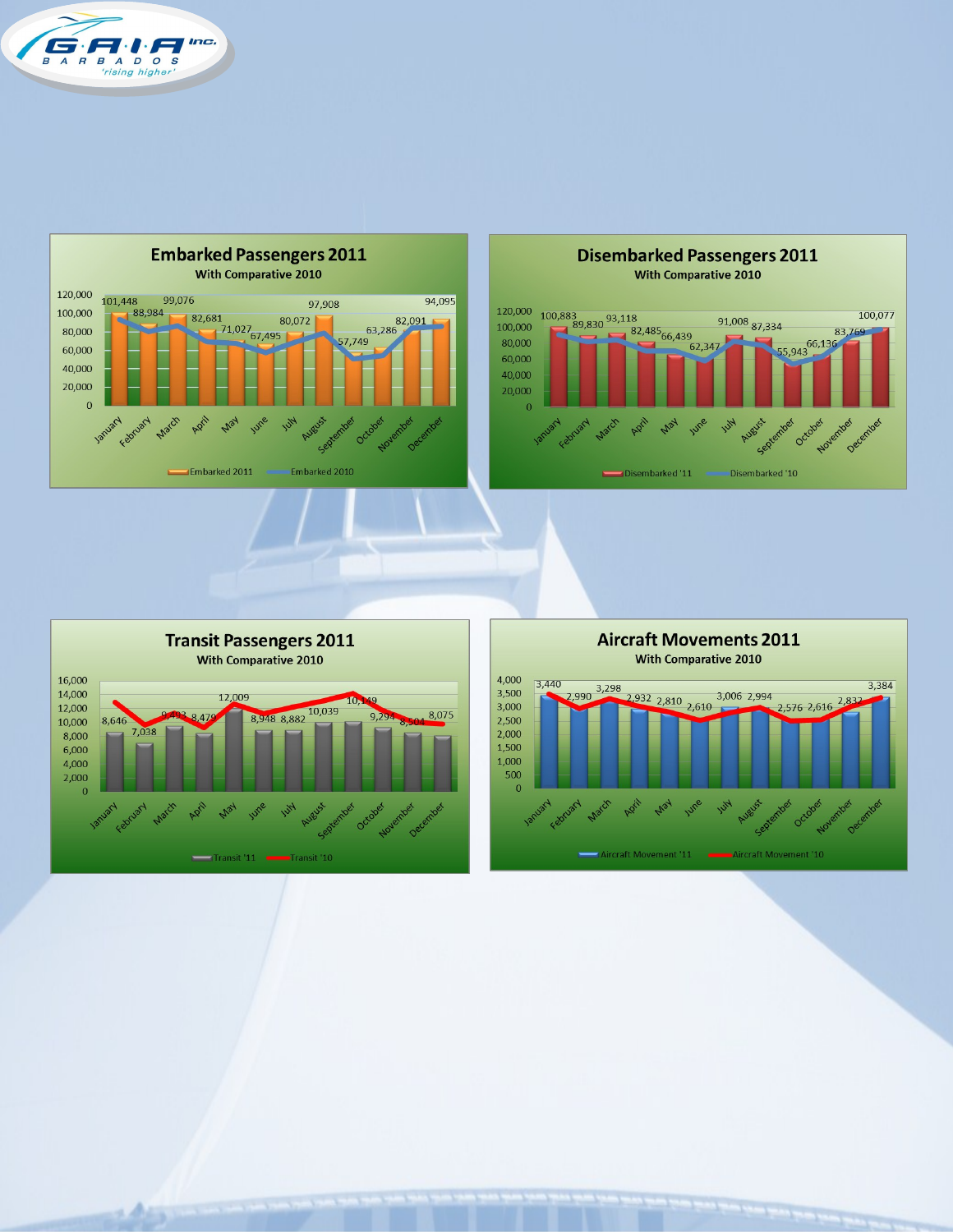## Embarked Passengers 2011

With Comparative 2010

| Month | Embarked 2011 |
|---|---|
| January | 101,448 |
| February | 88,984 |
| March | 99,076 |
| April | 82,681 |
| May | 71,027 |
| June | 67,495 |
| July | 80,072 |
| August | 97,908 |
| September | 57,749 |
| October | 63,286 |
| November | 82,091 |
| December | 94,095 |

Embarked 2011 — Embarked 2010

## Disembarked Passengers 2011

With Comparative 2010

| Month | Disembarked '11 |
|---|---|
| January | 100,883 |
| February | 89,830 |
| March | 93,118 |
| April | 82,485 |
| May | 66,439 |
| June | 62,347 |
| July | 91,008 |
| August | 87,334 |
| September | 55,943 |
| October | 66,136 |
| November | 83,769 |
| December | 100,077 |

Disembarked '11 — Disembarked '10

## Transit Passengers 2011

With Comparative 2010

| Month | Transit '11 |
|---|---|
| January | 8,646 |
| February | 7,038 |
| March | 9,493 |
| April | 8,479 |
| May | 12,009 |
| June | 8,948 |
| July | 8,882 |
| August | 10,039 |
| September | 10,149 |
| October | 9,294 |
| November | 8,504 |
| December | 8,075 |

Transit '11 — Transit '10

## Aircraft Movements 2011

With Comparative 2010

| Month | Aircraft Movement '11 |
|---|---|
| January | 3,440 |
| February | 2,990 |
| March | 3,298 |
| April | 2,932 |
| May | 2,810 |
| June | 2,610 |
| July | 3,006 |
| August | 2,994 |
| September | 2,576 |
| October | 2,616 |
| November | 2,832 |
| December | 3,384 |

Aircraft Movement '11 — Aircraft Movement '10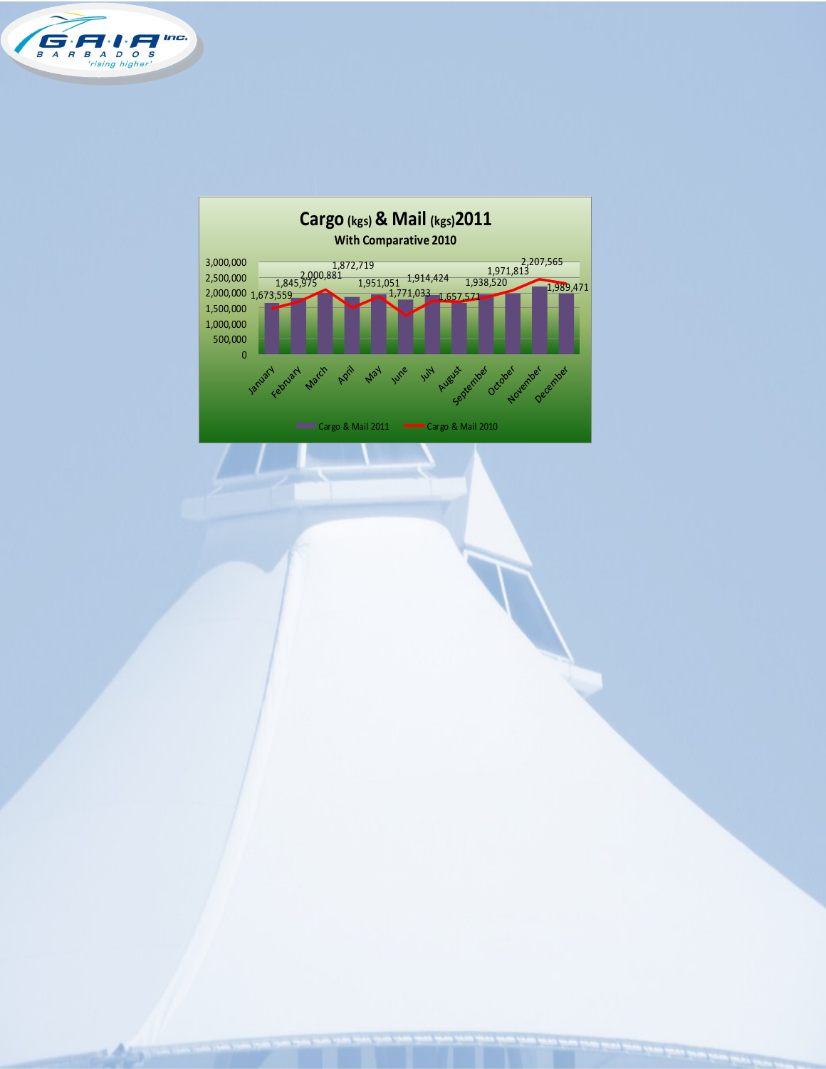Cargo (kgs) & Mail (kgs)2011

With Comparative 2010

3,000,000
2,500,000
2,000,000
1,500,000
1,000,000
500,000
0

1,673,559
1,845,975
2,000,881
1,872,719
1,951,051
1,771,033
1,914,424
1,657,571
1,938,520
1,971,813
2,207,565
1,989,471

January
February
March
April
May
June
July
August
September
October
November
December

Cargo & Mail 2011
Cargo & Mail 2010